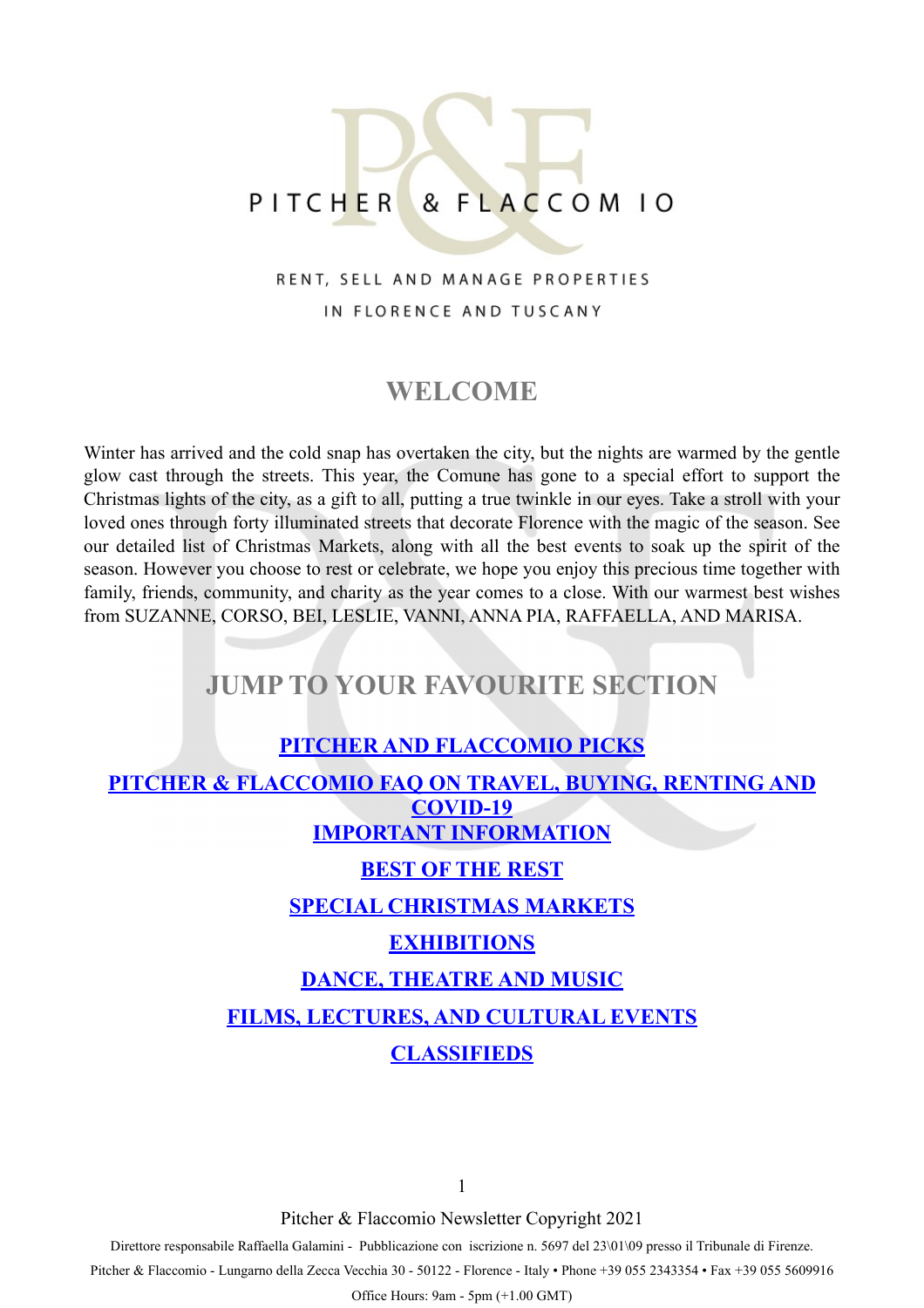PITCHER & FLACCOMIO

RENT, SELL AND MANAGE PROPERTIES
IN FLORENCE AND TUSCANY

## WELCOME

Winter has arrived and the cold snap has overtaken the city, but the nights are warmed by the gentle glow cast through the streets. This year, the Comune has gone to a special effort to support the Christmas lights of the city, as a gift to all, putting a true twinkle in our eyes. Take a stroll with your loved ones through forty illuminated streets that decorate Florence with the magic of the season. See our detailed list of Christmas Markets, along with all the best events to soak up the spirit of the season. However you choose to rest or celebrate, we hope you enjoy this precious time together with family, friends, community, and charity as the year comes to a close. With our warmest best wishes from SUZANNE, CORSO, BEI, LESLIE, VANNI, ANNA PIA, RAFFAELLA, AND MARISA.

## JUMP TO YOUR FAVOURITE SECTION

**PITCHER AND FLACCOMIO PICKS**

**PITCHER & FLACCOMIO FAQ ON TRAVEL, BUYING, RENTING AND COVID-19**

**IMPORTANT INFORMATION**

**BEST OF THE REST**

**SPECIAL CHRISTMAS MARKETS**

**EXHIBITIONS**

**DANCE, THEATRE AND MUSIC**

**FILMS, LECTURES, AND CULTURAL EVENTS**

**CLASSIFIEDS**

Pitcher & Flaccomio Newsletter Copyright 2021

Direttore responsabile Raffaella Galamini - Pubblicazione con iscrizione n. 5697 del 23\01\09 presso il Tribunale di Firenze.

Pitcher & Flaccomio - Lungarno della Zecca Vecchia 30 - 50122 - Florence - Italy • Phone +39 055 2343354 • Fax +39 055 5609916

Office Hours: 9am - 5pm (+1.00 GMT)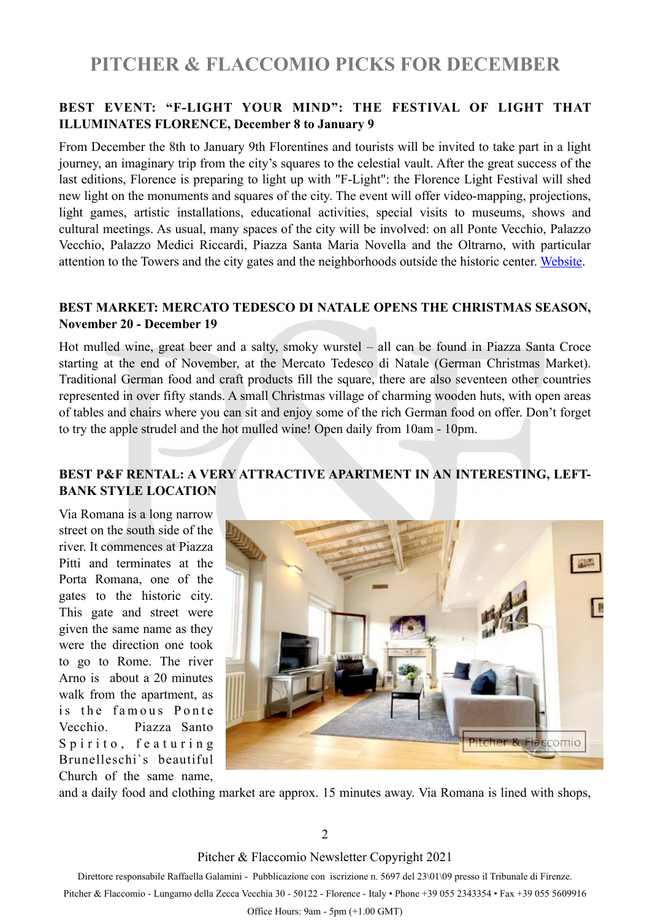# PITCHER & FLACCOMIO PICKS FOR DECEMBER

**BEST EVENT: "F-LIGHT YOUR MIND": THE FESTIVAL OF LIGHT THAT ILLUMINATES FLORENCE, December 8 to January 9**

From December the 8th to January 9th Florentines and tourists will be invited to take part in a light journey, an imaginary trip from the city's squares to the celestial vault. After the great success of the last editions, Florence is preparing to light up with "F-Light": the Florence Light Festival will shed new light on the monuments and squares of the city. The event will offer video-mapping, projections, light games, artistic installations, educational activities, special visits to museums, shows and cultural meetings. As usual, many spaces of the city will be involved: on all Ponte Vecchio, Palazzo Vecchio, Palazzo Medici Riccardi, Piazza Santa Maria Novella and the Oltrarno, with particular attention to the Towers and the city gates and the neighborhoods outside the historic center. Website.

**BEST MARKET: MERCATO TEDESCO DI NATALE OPENS THE CHRISTMAS SEASON, November 20 - December 19**

Hot mulled wine, great beer and a salty, smoky wurstel – all can be found in Piazza Santa Croce starting at the end of November, at the Mercato Tedesco di Natale (German Christmas Market). Traditional German food and craft products fill the square, there are also seventeen other countries represented in over fifty stands. A small Christmas village of charming wooden huts, with open areas of tables and chairs where you can sit and enjoy some of the rich German food on offer. Don't forget to try the apple strudel and the hot mulled wine! Open daily from 10am - 10pm.

**BEST P&F RENTAL: A VERY ATTRACTIVE APARTMENT IN AN INTERESTING, LEFT-BANK STYLE LOCATION**

Via Romana is a long narrow street on the south side of the river. It commences at Piazza Pitti and terminates at the Porta Romana, one of the gates to the historic city. This gate and street were given the same name as they were the direction one took to go to Rome. The river Arno is about a 20 minutes walk from the apartment, as is the famous Ponte Vecchio. Piazza Santo Spirito, featuring Brunelleschi`s beautiful Church of the same name, and a daily food and clothing market are approx. 15 minutes away. Via Romana is lined with shops,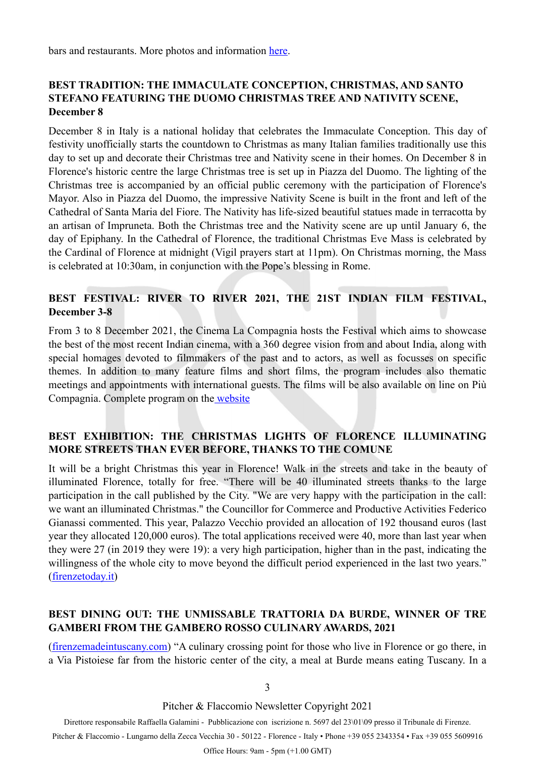bars and restaurants. More photos and information here.

**BEST TRADITION: THE IMMACULATE CONCEPTION, CHRISTMAS, AND SANTO STEFANO FEATURING THE DUOMO CHRISTMAS TREE AND NATIVITY SCENE, December 8**

December 8 in Italy is a national holiday that celebrates the Immaculate Conception. This day of festivity unofficially starts the countdown to Christmas as many Italian families traditionally use this day to set up and decorate their Christmas tree and Nativity scene in their homes. On December 8 in Florence's historic centre the large Christmas tree is set up in Piazza del Duomo. The lighting of the Christmas tree is accompanied by an official public ceremony with the participation of Florence's Mayor. Also in Piazza del Duomo, the impressive Nativity Scene is built in the front and left of the Cathedral of Santa Maria del Fiore. The Nativity has life-sized beautiful statues made in terracotta by an artisan of Impruneta. Both the Christmas tree and the Nativity scene are up until January 6, the day of Epiphany. In the Cathedral of Florence, the traditional Christmas Eve Mass is celebrated by the Cardinal of Florence at midnight (Vigil prayers start at 11pm). On Christmas morning, the Mass is celebrated at 10:30am, in conjunction with the Pope's blessing in Rome.

**BEST FESTIVAL: RIVER TO RIVER 2021, THE 21ST INDIAN FILM FESTIVAL, December 3-8**

From 3 to 8 December 2021, the Cinema La Compagnia hosts the Festival which aims to showcase the best of the most recent Indian cinema, with a 360 degree vision from and about India, along with special homages devoted to filmmakers of the past and to actors, as well as focusses on specific themes. In addition to many feature films and short films, the program includes also thematic meetings and appointments with international guests. The films will be also available on line on Più Compagnia. Complete program on the website

**BEST EXHIBITION: THE CHRISTMAS LIGHTS OF FLORENCE ILLUMINATING MORE STREETS THAN EVER BEFORE, THANKS TO THE COMUNE**

It will be a bright Christmas this year in Florence! Walk in the streets and take in the beauty of illuminated Florence, totally for free. "There will be 40 illuminated streets thanks to the large participation in the call published by the City. "We are very happy with the participation in the call: we want an illuminated Christmas." the Councillor for Commerce and Productive Activities Federico Gianassi commented. This year, Palazzo Vecchio provided an allocation of 192 thousand euros (last year they allocated 120,000 euros). The total applications received were 40, more than last year when they were 27 (in 2019 they were 19): a very high participation, higher than in the past, indicating the willingness of the whole city to move beyond the difficult period experienced in the last two years." (firenzetoday.it)

**BEST DINING OUT: THE UNMISSABLE TRATTORIA DA BURDE, WINNER OF TRE GAMBERI FROM THE GAMBERO ROSSO CULINARY AWARDS, 2021**

(firenzemadeintuscany.com) "A culinary crossing point for those who live in Florence or go there, in a Via Pistoiese far from the historic center of the city, a meal at Burde means eating Tuscany. In a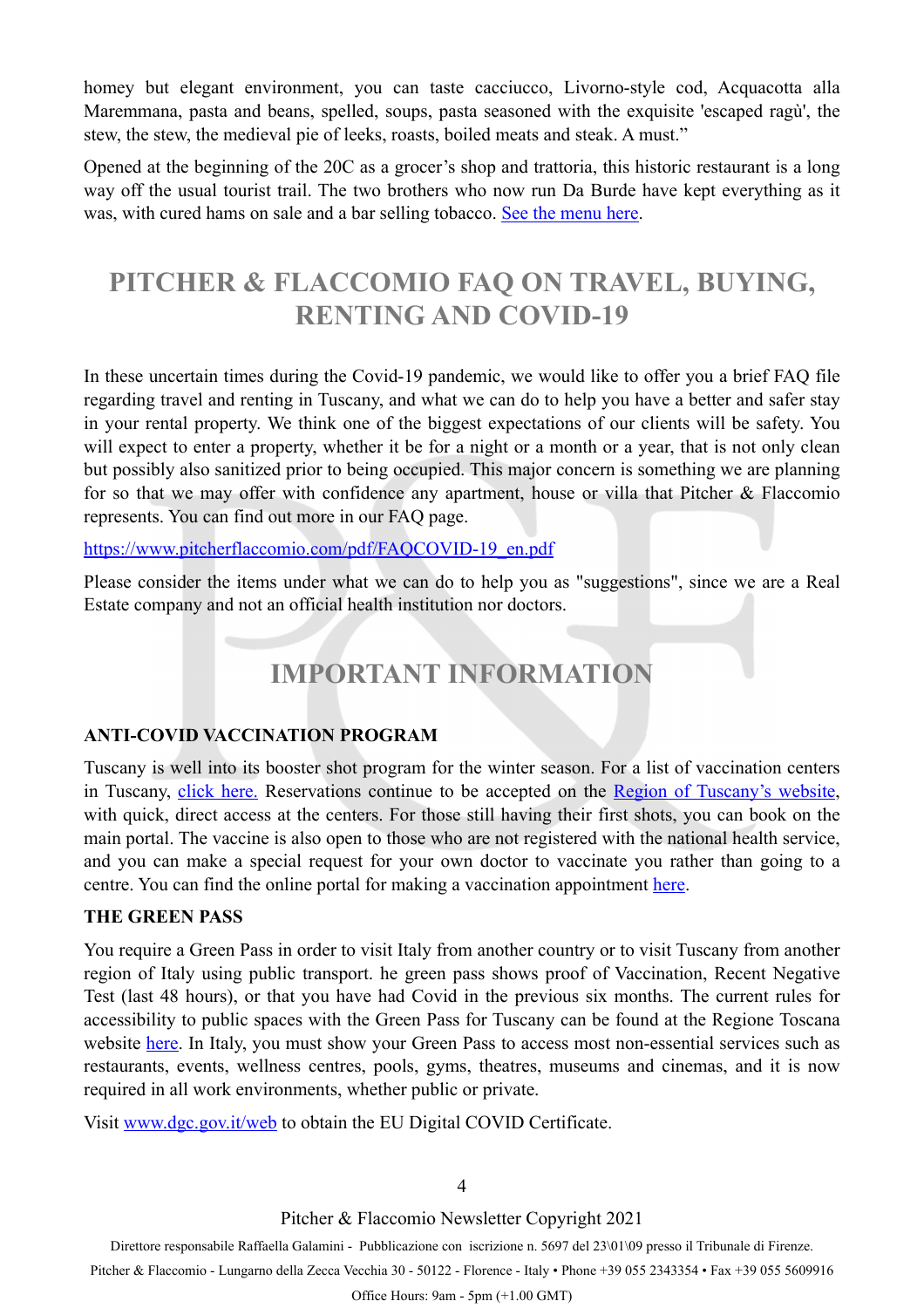homey but elegant environment, you can taste cacciucco, Livorno-style cod, Acquacotta alla Maremmana, pasta and beans, spelled, soups, pasta seasoned with the exquisite 'escaped ragù', the stew, the stew, the medieval pie of leeks, roasts, boiled meats and steak. A must."

Opened at the beginning of the 20C as a grocer's shop and trattoria, this historic restaurant is a long way off the usual tourist trail. The two brothers who now run Da Burde have kept everything as it was, with cured hams on sale and a bar selling tobacco. See the menu here.

## PITCHER & FLACCOMIO FAQ ON TRAVEL, BUYING, RENTING AND COVID-19

In these uncertain times during the Covid-19 pandemic, we would like to offer you a brief FAQ file regarding travel and renting in Tuscany, and what we can do to help you have a better and safer stay in your rental property. We think one of the biggest expectations of our clients will be safety. You will expect to enter a property, whether it be for a night or a month or a year, that is not only clean but possibly also sanitized prior to being occupied. This major concern is something we are planning for so that we may offer with confidence any apartment, house or villa that Pitcher & Flaccomio represents. You can find out more in our FAQ page.

https://www.pitcherflaccomio.com/pdf/FAQCOVID-19_en.pdf

Please consider the items under what we can do to help you as "suggestions", since we are a Real Estate company and not an official health institution nor doctors.

## IMPORTANT INFORMATION

### ANTI-COVID VACCINATION PROGRAM

Tuscany is well into its booster shot program for the winter season. For a list of vaccination centers in Tuscany, click here. Reservations continue to be accepted on the Region of Tuscany's website, with quick, direct access at the centers. For those still having their first shots, you can book on the main portal. The vaccine is also open to those who are not registered with the national health service, and you can make a special request for your own doctor to vaccinate you rather than going to a centre. You can find the online portal for making a vaccination appointment here.

### THE GREEN PASS

You require a Green Pass in order to visit Italy from another country or to visit Tuscany from another region of Italy using public transport. he green pass shows proof of Vaccination, Recent Negative Test (last 48 hours), or that you have had Covid in the previous six months. The current rules for accessibility to public spaces with the Green Pass for Tuscany can be found at the Regione Toscana website here. In Italy, you must show your Green Pass to access most non-essential services such as restaurants, events, wellness centres, pools, gyms, theatres, museums and cinemas, and it is now required in all work environments, whether public or private.

Visit www.dgc.gov.it/web to obtain the EU Digital COVID Certificate.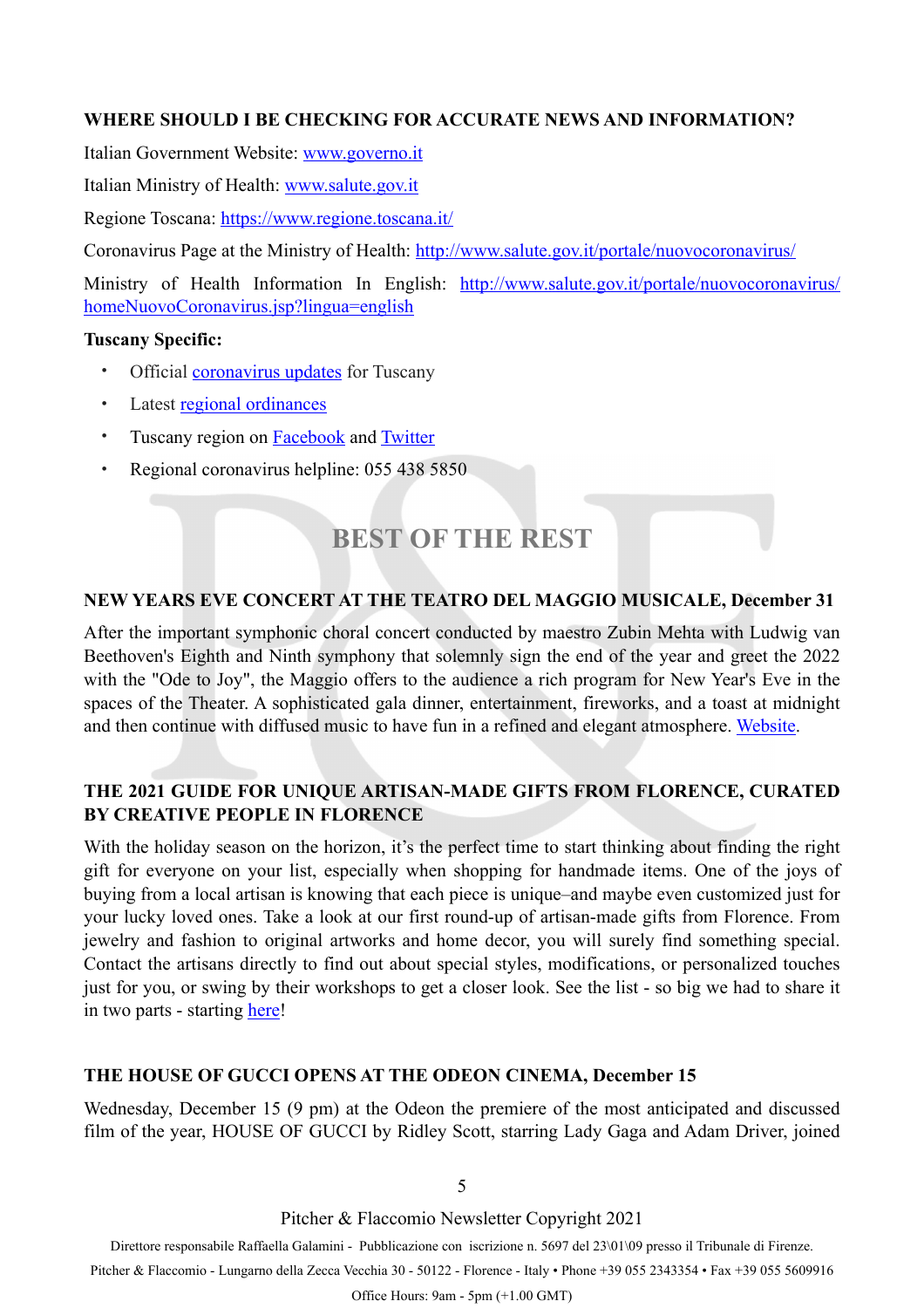**WHERE SHOULD I BE CHECKING FOR ACCURATE NEWS AND INFORMATION?**

Italian Government Website: www.governo.it

Italian Ministry of Health: www.salute.gov.it

Regione Toscana: https://www.regione.toscana.it/

Coronavirus Page at the Ministry of Health: http://www.salute.gov.it/portale/nuovocoronavirus/

Ministry of Health Information In English: http://www.salute.gov.it/portale/nuovocoronavirus/homeNuovoCoronavirus.jsp?lingua=english

**Tuscany Specific:**

- Official coronavirus updates for Tuscany
- Latest regional ordinances
- Tuscany region on Facebook and Twitter
- Regional coronavirus helpline: 055 438 5850

## BEST OF THE REST

**NEW YEARS EVE CONCERT AT THE TEATRO DEL MAGGIO MUSICALE, December 31**

After the important symphonic choral concert conducted by maestro Zubin Mehta with Ludwig van Beethoven's Eighth and Ninth symphony that solemnly sign the end of the year and greet the 2022 with the "Ode to Joy", the Maggio offers to the audience a rich program for New Year's Eve in the spaces of the Theater. A sophisticated gala dinner, entertainment, fireworks, and a toast at midnight and then continue with diffused music to have fun in a refined and elegant atmosphere. Website.

**THE 2021 GUIDE FOR UNIQUE ARTISAN-MADE GIFTS FROM FLORENCE, CURATED BY CREATIVE PEOPLE IN FLORENCE**

With the holiday season on the horizon, it's the perfect time to start thinking about finding the right gift for everyone on your list, especially when shopping for handmade items. One of the joys of buying from a local artisan is knowing that each piece is unique–and maybe even customized just for your lucky loved ones. Take a look at our first round-up of artisan-made gifts from Florence. From jewelry and fashion to original artworks and home decor, you will surely find something special. Contact the artisans directly to find out about special styles, modifications, or personalized touches just for you, or swing by their workshops to get a closer look. See the list - so big we had to share it in two parts - starting here!

**THE HOUSE OF GUCCI OPENS AT THE ODEON CINEMA, December 15**

Wednesday, December 15 (9 pm) at the Odeon the premiere of the most anticipated and discussed film of the year, HOUSE OF GUCCI by Ridley Scott, starring Lady Gaga and Adam Driver, joined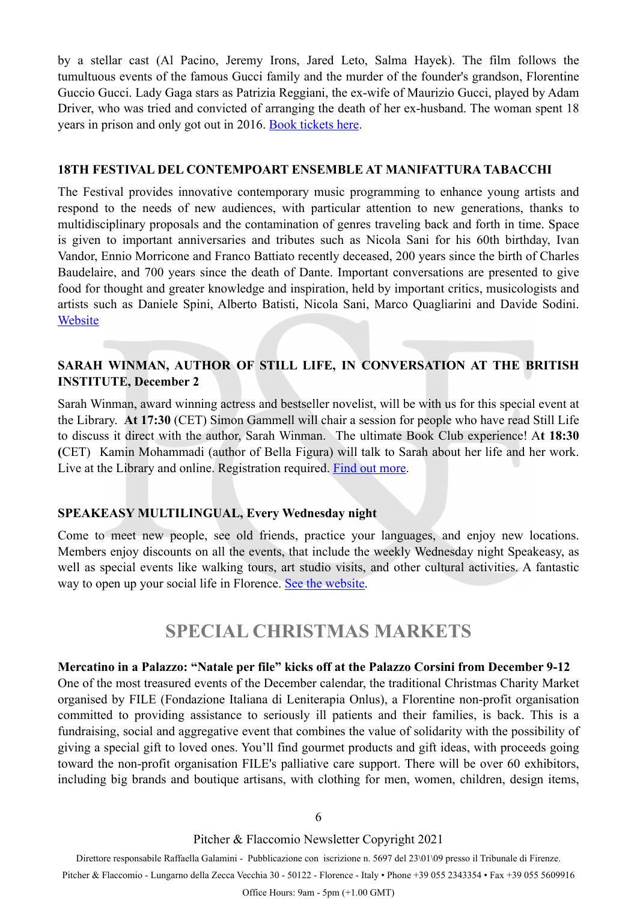by a stellar cast (Al Pacino, Jeremy Irons, Jared Leto, Salma Hayek). The film follows the tumultuous events of the famous Gucci family and the murder of the founder's grandson, Florentine Guccio Gucci. Lady Gaga stars as Patrizia Reggiani, the ex-wife of Maurizio Gucci, played by Adam Driver, who was tried and convicted of arranging the death of her ex-husband. The woman spent 18 years in prison and only got out in 2016. [Book tickets here](#).

### 18TH FESTIVAL DEL CONTEMPOART ENSEMBLE AT MANIFATTURA TABACCHI

The Festival provides innovative contemporary music programming to enhance young artists and respond to the needs of new audiences, with particular attention to new generations, thanks to multidisciplinary proposals and the contamination of genres traveling back and forth in time. Space is given to important anniversaries and tributes such as Nicola Sani for his 60th birthday, Ivan Vandor, Ennio Morricone and Franco Battiato recently deceased, 200 years since the birth of Charles Baudelaire, and 700 years since the death of Dante. Important conversations are presented to give food for thought and greater knowledge and inspiration, held by important critics, musicologists and artists such as Daniele Spini, Alberto Batisti, Nicola Sani, Marco Quagliarini and Davide Sodini. [Website](#)

### SARAH WINMAN, AUTHOR OF STILL LIFE, IN CONVERSATION AT THE BRITISH INSTITUTE, December 2

Sarah Winman, award winning actress and bestseller novelist, will be with us for this special event at the Library. **At 17:30** (CET) Simon Gammell will chair a session for people who have read Still Life to discuss it direct with the author, Sarah Winman. The ultimate Book Club experience! A**t 18:30 (**CET) Kamin Mohammadi (author of Bella Figura) will talk to Sarah about her life and her work. Live at the Library and online. Registration required. [Find out more](#).

### SPEAKEASY MULTILINGUAL, Every Wednesday night

Come to meet new people, see old friends, practice your languages, and enjoy new locations. Members enjoy discounts on all the events, that include the weekly Wednesday night Speakeasy, as well as special events like walking tours, art studio visits, and other cultural activities. A fantastic way to open up your social life in Florence. [See the website](#).

## SPECIAL CHRISTMAS MARKETS

**Mercatino in a Palazzo: "Natale per file" kicks off at the Palazzo Corsini from December 9-12**

One of the most treasured events of the December calendar, the traditional Christmas Charity Market organised by FILE (Fondazione Italiana di Leniterapia Onlus), a Florentine non-profit organisation committed to providing assistance to seriously ill patients and their families, is back. This is a fundraising, social and aggregative event that combines the value of solidarity with the possibility of giving a special gift to loved ones. You'll find gourmet products and gift ideas, with proceeds going toward the non-profit organisation FILE's palliative care support. There will be over 60 exhibitors, including big brands and boutique artisans, with clothing for men, women, children, design items,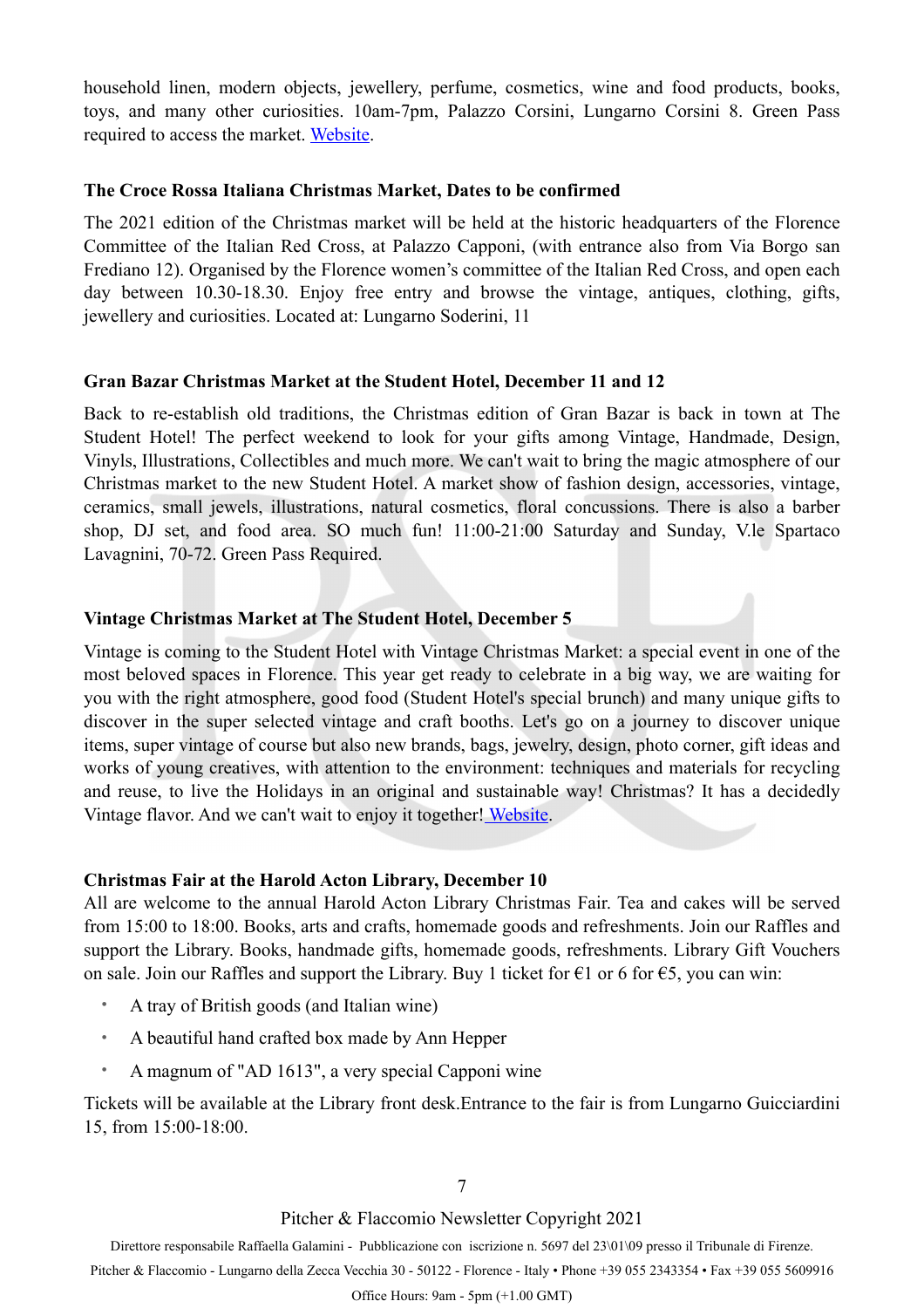household linen, modern objects, jewellery, perfume, cosmetics, wine and food products, books, toys, and many other curiosities. 10am-7pm, Palazzo Corsini, Lungarno Corsini 8. Green Pass required to access the market. Website.

**The Croce Rossa Italiana Christmas Market, Dates to be confirmed**

The 2021 edition of the Christmas market will be held at the historic headquarters of the Florence Committee of the Italian Red Cross, at Palazzo Capponi, (with entrance also from Via Borgo san Frediano 12). Organised by the Florence women's committee of the Italian Red Cross, and open each day between 10.30-18.30. Enjoy free entry and browse the vintage, antiques, clothing, gifts, jewellery and curiosities. Located at: Lungarno Soderini, 11

**Gran Bazar Christmas Market at the Student Hotel, December 11 and 12**

Back to re-establish old traditions, the Christmas edition of Gran Bazar is back in town at The Student Hotel! The perfect weekend to look for your gifts among Vintage, Handmade, Design, Vinyls, Illustrations, Collectibles and much more. We can't wait to bring the magic atmosphere of our Christmas market to the new Student Hotel. A market show of fashion design, accessories, vintage, ceramics, small jewels, illustrations, natural cosmetics, floral concussions. There is also a barber shop, DJ set, and food area. SO much fun! 11:00-21:00 Saturday and Sunday, V.le Spartaco Lavagnini, 70-72. Green Pass Required.

**Vintage Christmas Market at The Student Hotel, December 5**

Vintage is coming to the Student Hotel with Vintage Christmas Market: a special event in one of the most beloved spaces in Florence. This year get ready to celebrate in a big way, we are waiting for you with the right atmosphere, good food (Student Hotel's special brunch) and many unique gifts to discover in the super selected vintage and craft booths. Let's go on a journey to discover unique items, super vintage of course but also new brands, bags, jewelry, design, photo corner, gift ideas and works of young creatives, with attention to the environment: techniques and materials for recycling and reuse, to live the Holidays in an original and sustainable way! Christmas? It has a decidedly Vintage flavor. And we can't wait to enjoy it together! Website.

**Christmas Fair at the Harold Acton Library, December 10**

All are welcome to the annual Harold Acton Library Christmas Fair. Tea and cakes will be served from 15:00 to 18:00. Books, arts and crafts, homemade goods and refreshments. Join our Raffles and support the Library. Books, handmade gifts, homemade goods, refreshments. Library Gift Vouchers on sale. Join our Raffles and support the Library. Buy 1 ticket for €1 or 6 for €5, you can win:

- A tray of British goods (and Italian wine)
- A beautiful hand crafted box made by Ann Hepper
- A magnum of "AD 1613", a very special Capponi wine

Tickets will be available at the Library front desk.Entrance to the fair is from Lungarno Guicciardini 15, from 15:00-18:00.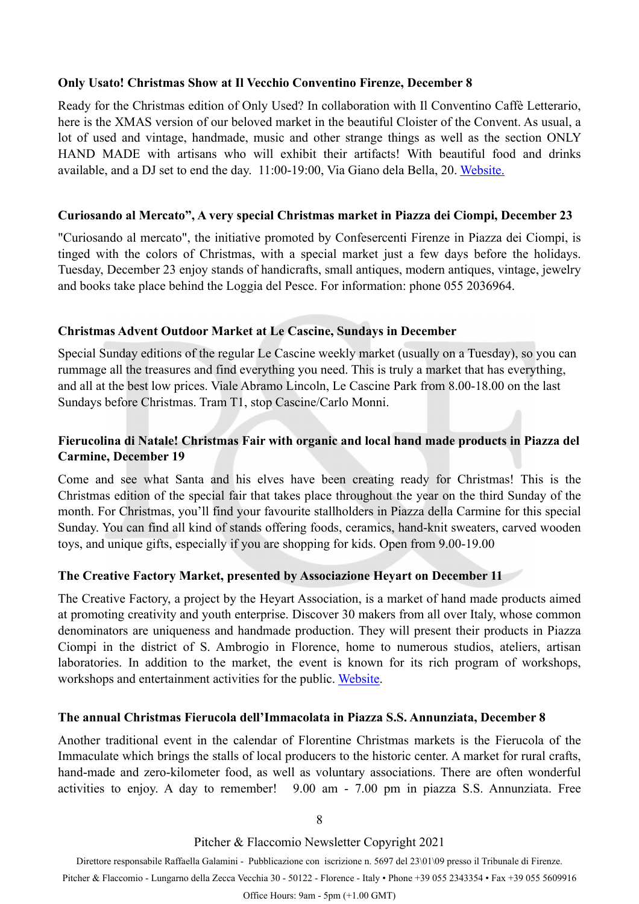**Only Usato! Christmas Show at Il Vecchio Conventino Firenze, December 8**

Ready for the Christmas edition of Only Used? In collaboration with Il Conventino Caffè Letterario, here is the XMAS version of our beloved market in the beautiful Cloister of the Convent. As usual, a lot of used and vintage, handmade, music and other strange things as well as the section ONLY HAND MADE with artisans who will exhibit their artifacts! With beautiful food and drinks available, and a DJ set to end the day. 11:00-19:00, Via Giano dela Bella, 20. Website.

**Curiosando al Mercato", A very special Christmas market in Piazza dei Ciompi, December 23**

"Curiosando al mercato", the initiative promoted by Confesercenti Firenze in Piazza dei Ciompi, is tinged with the colors of Christmas, with a special market just a few days before the holidays. Tuesday, December 23 enjoy stands of handicrafts, small antiques, modern antiques, vintage, jewelry and books take place behind the Loggia del Pesce. For information: phone 055 2036964.

**Christmas Advent Outdoor Market at Le Cascine, Sundays in December**

Special Sunday editions of the regular Le Cascine weekly market (usually on a Tuesday), so you can rummage all the treasures and find everything you need. This is truly a market that has everything, and all at the best low prices. Viale Abramo Lincoln, Le Cascine Park from 8.00-18.00 on the last Sundays before Christmas. Tram T1, stop Cascine/Carlo Monni.

**Fierucolina di Natale! Christmas Fair with organic and local hand made products in Piazza del Carmine, December 19**

Come and see what Santa and his elves have been creating ready for Christmas! This is the Christmas edition of the special fair that takes place throughout the year on the third Sunday of the month. For Christmas, you'll find your favourite stallholders in Piazza della Carmine for this special Sunday. You can find all kind of stands offering foods, ceramics, hand-knit sweaters, carved wooden toys, and unique gifts, especially if you are shopping for kids. Open from 9.00-19.00

**The Creative Factory Market, presented by Associazione Heyart on December 11**

The Creative Factory, a project by the Heyart Association, is a market of hand made products aimed at promoting creativity and youth enterprise. Discover 30 makers from all over Italy, whose common denominators are uniqueness and handmade production. They will present their products in Piazza Ciompi in the district of S. Ambrogio in Florence, home to numerous studios, ateliers, artisan laboratories. In addition to the market, the event is known for its rich program of workshops, workshops and entertainment activities for the public. Website.

**The annual Christmas Fierucola dell'Immacolata in Piazza S.S. Annunziata, December 8**

Another traditional event in the calendar of Florentine Christmas markets is the Fierucola of the Immaculate which brings the stalls of local producers to the historic center. A market for rural crafts, hand-made and zero-kilometer food, as well as voluntary associations. There are often wonderful activities to enjoy. A day to remember! 9.00 am - 7.00 pm in piazza S.S. Annunziata. Free

Pitcher & Flaccomio Newsletter Copyright 2021

Direttore responsabile Raffaella Galamini - Pubblicazione con iscrizione n. 5697 del 23\01\09 presso il Tribunale di Firenze.

Pitcher & Flaccomio - Lungarno della Zecca Vecchia 30 - 50122 - Florence - Italy • Phone +39 055 2343354 • Fax +39 055 5609916

Office Hours: 9am - 5pm (+1.00 GMT)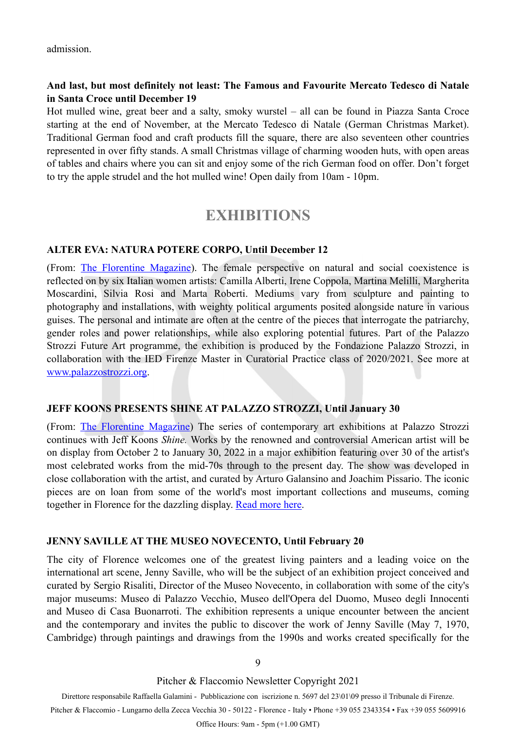admission.

**And last, but most definitely not least: The Famous and Favourite Mercato Tedesco di Natale in Santa Croce until December 19**

Hot mulled wine, great beer and a salty, smoky wurstel – all can be found in Piazza Santa Croce starting at the end of November, at the Mercato Tedesco di Natale (German Christmas Market). Traditional German food and craft products fill the square, there are also seventeen other countries represented in over fifty stands. A small Christmas village of charming wooden huts, with open areas of tables and chairs where you can sit and enjoy some of the rich German food on offer. Don't forget to try the apple strudel and the hot mulled wine! Open daily from 10am - 10pm.

## EXHIBITIONS

**ALTER EVA: NATURA POTERE CORPO, Until December 12**

(From: The Florentine Magazine). The female perspective on natural and social coexistence is reflected on by six Italian women artists: Camilla Alberti, Irene Coppola, Martina Melilli, Margherita Moscardini, Silvia Rosi and Marta Roberti. Mediums vary from sculpture and painting to photography and installations, with weighty political arguments posited alongside nature in various guises. The personal and intimate are often at the centre of the pieces that interrogate the patriarchy, gender roles and power relationships, while also exploring potential futures. Part of the Palazzo Strozzi Future Art programme, the exhibition is produced by the Fondazione Palazzo Strozzi, in collaboration with the IED Firenze Master in Curatorial Practice class of 2020/2021. See more at www.palazzostrozzi.org.

**JEFF KOONS PRESENTS SHINE AT PALAZZO STROZZI, Until January 30**

(From: The Florentine Magazine) The series of contemporary art exhibitions at Palazzo Strozzi continues with Jeff Koons *Shine.* Works by the renowned and controversial American artist will be on display from October 2 to January 30, 2022 in a major exhibition featuring over 30 of the artist's most celebrated works from the mid-70s through to the present day. The show was developed in close collaboration with the artist, and curated by Arturo Galansino and Joachim Pissario. The iconic pieces are on loan from some of the world's most important collections and museums, coming together in Florence for the dazzling display. Read more here.

**JENNY SAVILLE AT THE MUSEO NOVECENTO, Until February 20**

The city of Florence welcomes one of the greatest living painters and a leading voice on the international art scene, Jenny Saville, who will be the subject of an exhibition project conceived and curated by Sergio Risaliti, Director of the Museo Novecento, in collaboration with some of the city's major museums: Museo di Palazzo Vecchio, Museo dell'Opera del Duomo, Museo degli Innocenti and Museo di Casa Buonarroti. The exhibition represents a unique encounter between the ancient and the contemporary and invites the public to discover the work of Jenny Saville (May 7, 1970, Cambridge) through paintings and drawings from the 1990s and works created specifically for the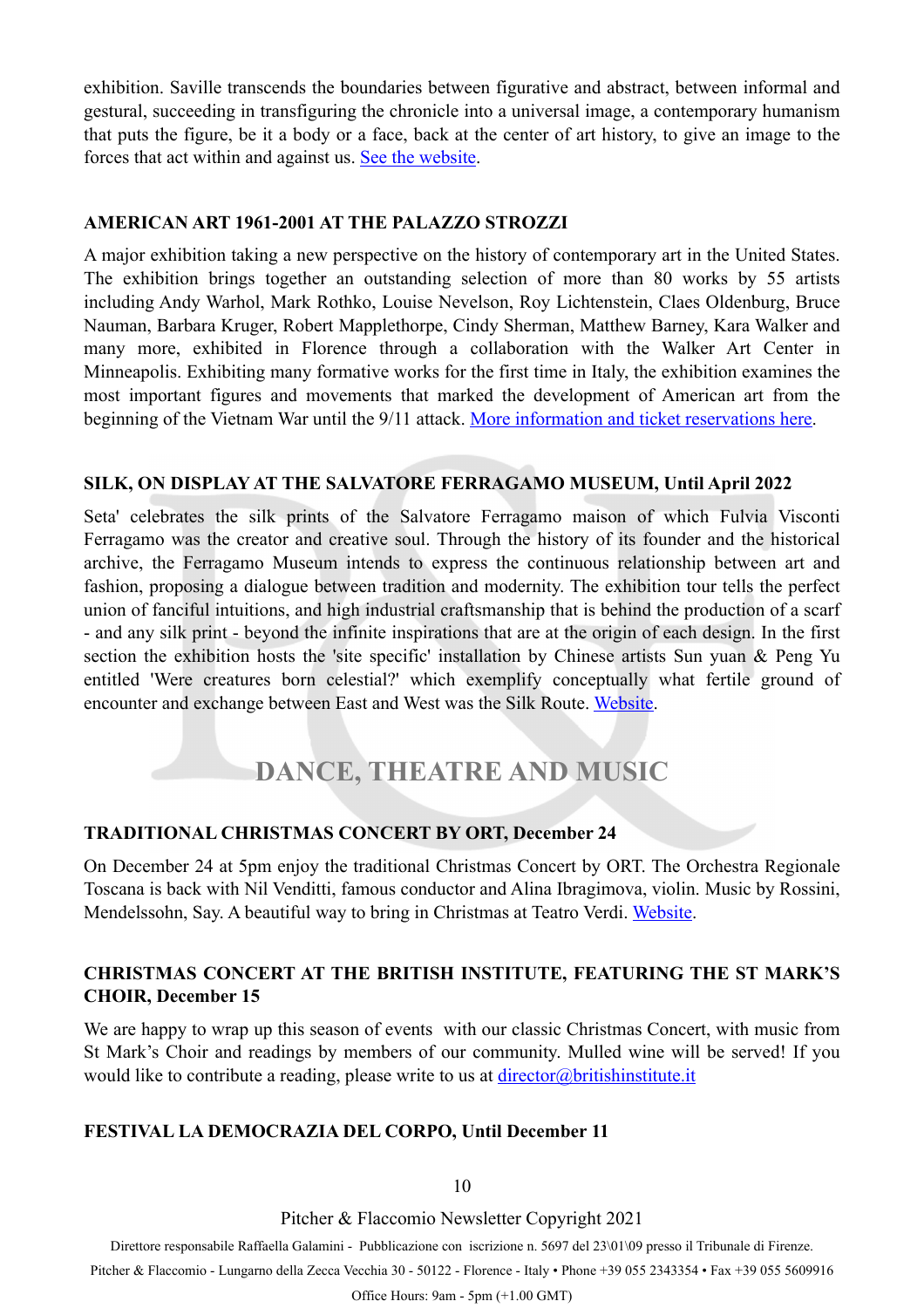exhibition. Saville transcends the boundaries between figurative and abstract, between informal and gestural, succeeding in transfiguring the chronicle into a universal image, a contemporary humanism that puts the figure, be it a body or a face, back at the center of art history, to give an image to the forces that act within and against us. See the website.

### AMERICAN ART 1961-2001 AT THE PALAZZO STROZZI

A major exhibition taking a new perspective on the history of contemporary art in the United States. The exhibition brings together an outstanding selection of more than 80 works by 55 artists including Andy Warhol, Mark Rothko, Louise Nevelson, Roy Lichtenstein, Claes Oldenburg, Bruce Nauman, Barbara Kruger, Robert Mapplethorpe, Cindy Sherman, Matthew Barney, Kara Walker and many more, exhibited in Florence through a collaboration with the Walker Art Center in Minneapolis. Exhibiting many formative works for the first time in Italy, the exhibition examines the most important figures and movements that marked the development of American art from the beginning of the Vietnam War until the 9/11 attack. More information and ticket reservations here.

### SILK, ON DISPLAY AT THE SALVATORE FERRAGAMO MUSEUM, Until April 2022

Seta' celebrates the silk prints of the Salvatore Ferragamo maison of which Fulvia Visconti Ferragamo was the creator and creative soul. Through the history of its founder and the historical archive, the Ferragamo Museum intends to express the continuous relationship between art and fashion, proposing a dialogue between tradition and modernity. The exhibition tour tells the perfect union of fanciful intuitions, and high industrial craftsmanship that is behind the production of a scarf - and any silk print - beyond the infinite inspirations that are at the origin of each design. In the first section the exhibition hosts the 'site specific' installation by Chinese artists Sun yuan & Peng Yu entitled 'Were creatures born celestial?' which exemplify conceptually what fertile ground of encounter and exchange between East and West was the Silk Route. Website.

## DANCE, THEATRE AND MUSIC

### TRADITIONAL CHRISTMAS CONCERT BY ORT, December 24

On December 24 at 5pm enjoy the traditional Christmas Concert by ORT. The Orchestra Regionale Toscana is back with Nil Venditti, famous conductor and Alina Ibragimova, violin. Music by Rossini, Mendelssohn, Say. A beautiful way to bring in Christmas at Teatro Verdi. Website.

### CHRISTMAS CONCERT AT THE BRITISH INSTITUTE, FEATURING THE ST MARK'S CHOIR, December 15

We are happy to wrap up this season of events with our classic Christmas Concert, with music from St Mark's Choir and readings by members of our community. Mulled wine will be served! If you would like to contribute a reading, please write to us at director@britishinstitute.it

### FESTIVAL LA DEMOCRAZIA DEL CORPO, Until December 11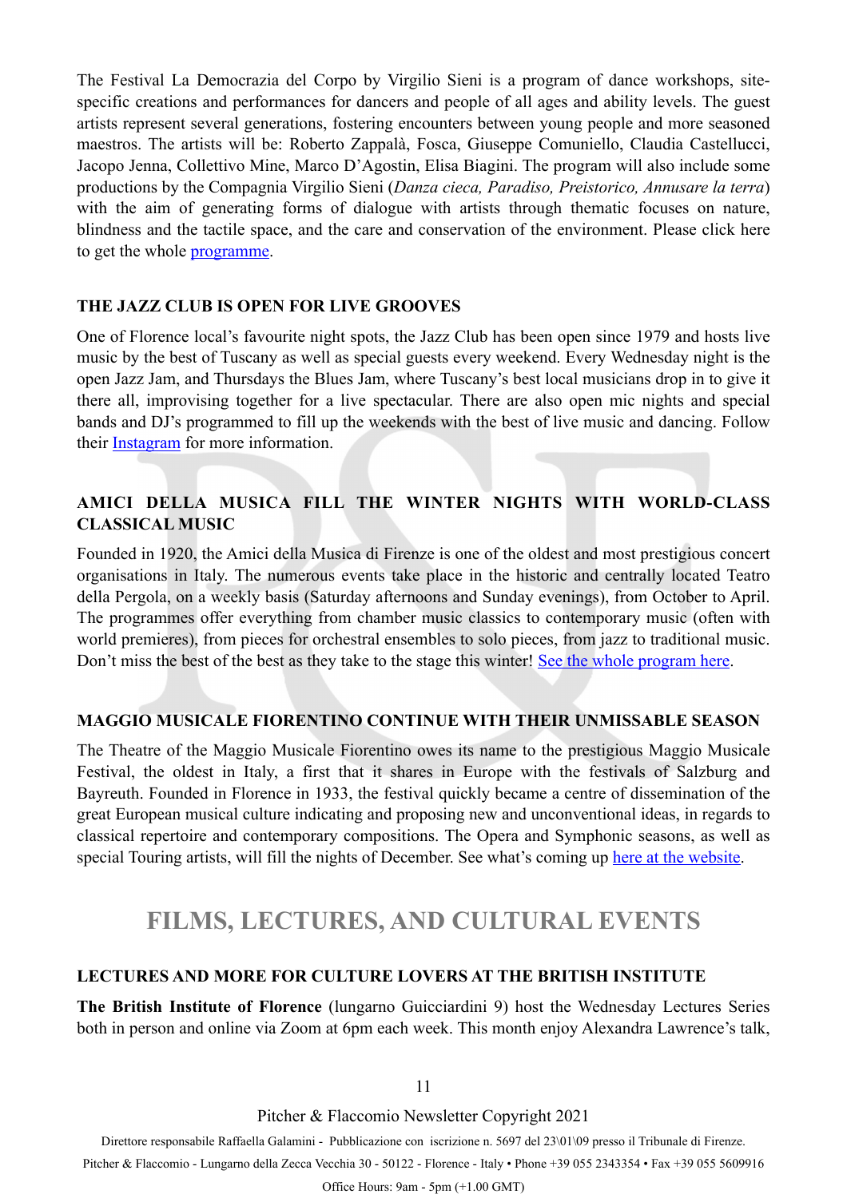The Festival La Democrazia del Corpo by Virgilio Sieni is a program of dance workshops, site-specific creations and performances for dancers and people of all ages and ability levels. The guest artists represent several generations, fostering encounters between young people and more seasoned maestros. The artists will be: Roberto Zappalà, Fosca, Giuseppe Comuniello, Claudia Castellucci, Jacopo Jenna, Collettivo Mine, Marco D'Agostin, Elisa Biagini. The program will also include some productions by the Compagnia Virgilio Sieni (*Danza cieca, Paradiso, Preistorico, Annusare la terra*) with the aim of generating forms of dialogue with artists through thematic focuses on nature, blindness and the tactile space, and the care and conservation of the environment. Please click here to get the whole programme.

### THE JAZZ CLUB IS OPEN FOR LIVE GROOVES

One of Florence local's favourite night spots, the Jazz Club has been open since 1979 and hosts live music by the best of Tuscany as well as special guests every weekend. Every Wednesday night is the open Jazz Jam, and Thursdays the Blues Jam, where Tuscany's best local musicians drop in to give it there all, improvising together for a live spectacular. There are also open mic nights and special bands and DJ's programmed to fill up the weekends with the best of live music and dancing. Follow their Instagram for more information.

### AMICI DELLA MUSICA FILL THE WINTER NIGHTS WITH WORLD-CLASS CLASSICAL MUSIC

Founded in 1920, the Amici della Musica di Firenze is one of the oldest and most prestigious concert organisations in Italy. The numerous events take place in the historic and centrally located Teatro della Pergola, on a weekly basis (Saturday afternoons and Sunday evenings), from October to April. The programmes offer everything from chamber music classics to contemporary music (often with world premieres), from pieces for orchestral ensembles to solo pieces, from jazz to traditional music. Don't miss the best of the best as they take to the stage this winter! See the whole program here.

### MAGGIO MUSICALE FIORENTINO CONTINUE WITH THEIR UNMISSABLE SEASON

The Theatre of the Maggio Musicale Fiorentino owes its name to the prestigious Maggio Musicale Festival, the oldest in Italy, a first that it shares in Europe with the festivals of Salzburg and Bayreuth. Founded in Florence in 1933, the festival quickly became a centre of dissemination of the great European musical culture indicating and proposing new and unconventional ideas, in regards to classical repertoire and contemporary compositions. The Opera and Symphonic seasons, as well as special Touring artists, will fill the nights of December. See what's coming up here at the website.

## FILMS, LECTURES, AND CULTURAL EVENTS

### LECTURES AND MORE FOR CULTURE LOVERS AT THE BRITISH INSTITUTE

**The British Institute of Florence** (lungarno Guicciardini 9) host the Wednesday Lectures Series both in person and online via Zoom at 6pm each week. This month enjoy Alexandra Lawrence's talk,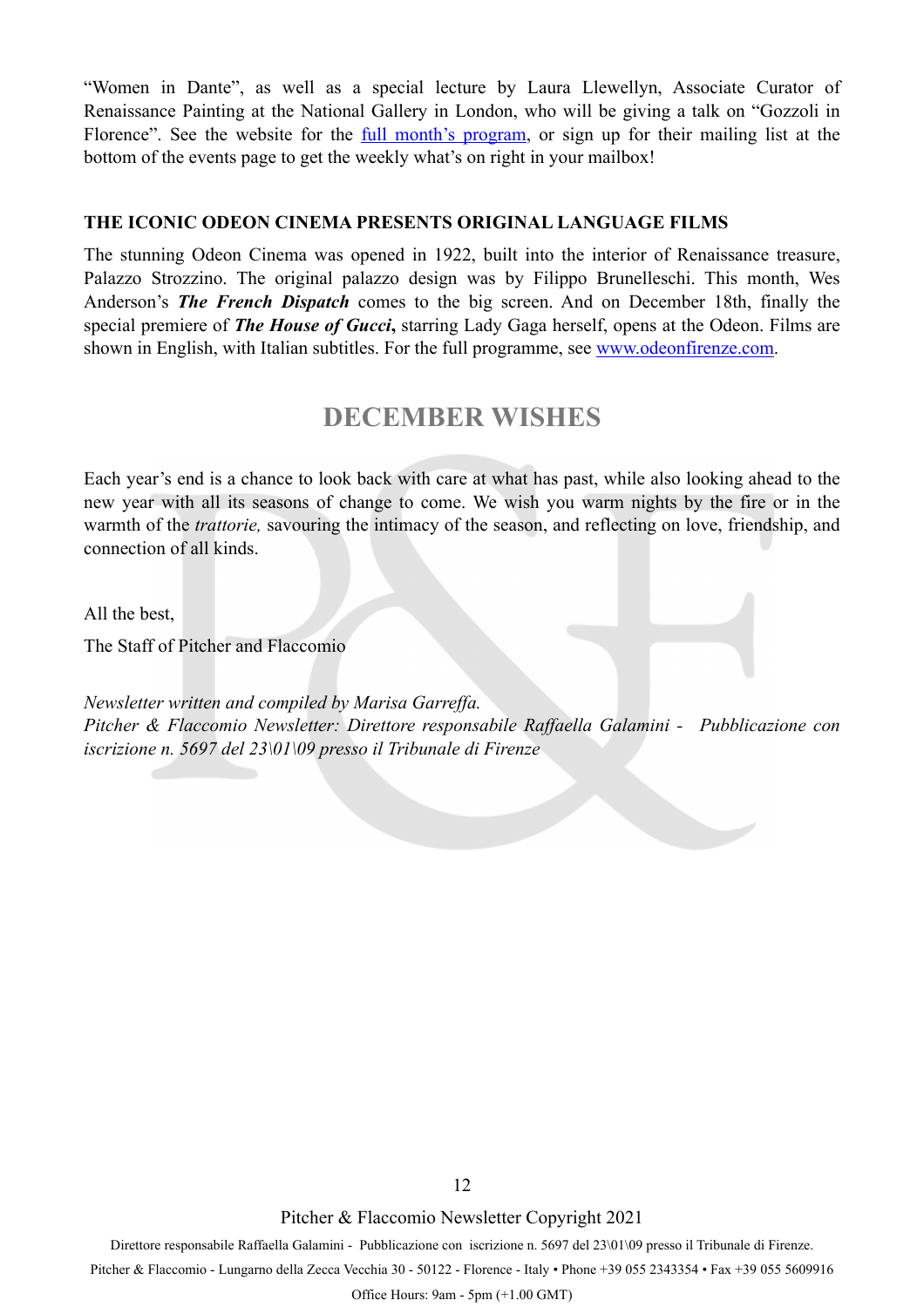"Women in Dante", as well as a special lecture by Laura Llewellyn, Associate Curator of Renaissance Painting at the National Gallery in London, who will be giving a talk on "Gozzoli in Florence". See the website for the full month's program, or sign up for their mailing list at the bottom of the events page to get the weekly what's on right in your mailbox!

**THE ICONIC ODEON CINEMA PRESENTS ORIGINAL LANGUAGE FILMS**

The stunning Odeon Cinema was opened in 1922, built into the interior of Renaissance treasure, Palazzo Strozzino. The original palazzo design was by Filippo Brunelleschi. This month, Wes Anderson's ***The French Dispatch*** comes to the big screen. And on December 18th, finally the special premiere of ***The House of Gucci*****,** starring Lady Gaga herself, opens at the Odeon. Films are shown in English, with Italian subtitles. For the full programme, see www.odeonfirenze.com.

## DECEMBER WISHES

Each year's end is a chance to look back with care at what has past, while also looking ahead to the new year with all its seasons of change to come. We wish you warm nights by the fire or in the warmth of the *trattorie,* savouring the intimacy of the season, and reflecting on love, friendship, and connection of all kinds.

All the best,

The Staff of Pitcher and Flaccomio

*Newsletter written and compiled by Marisa Garreffa.*
*Pitcher & Flaccomio Newsletter: Direttore responsabile Raffaella Galamini - Pubblicazione con iscrizione n. 5697 del 23\01\09 presso il Tribunale di Firenze*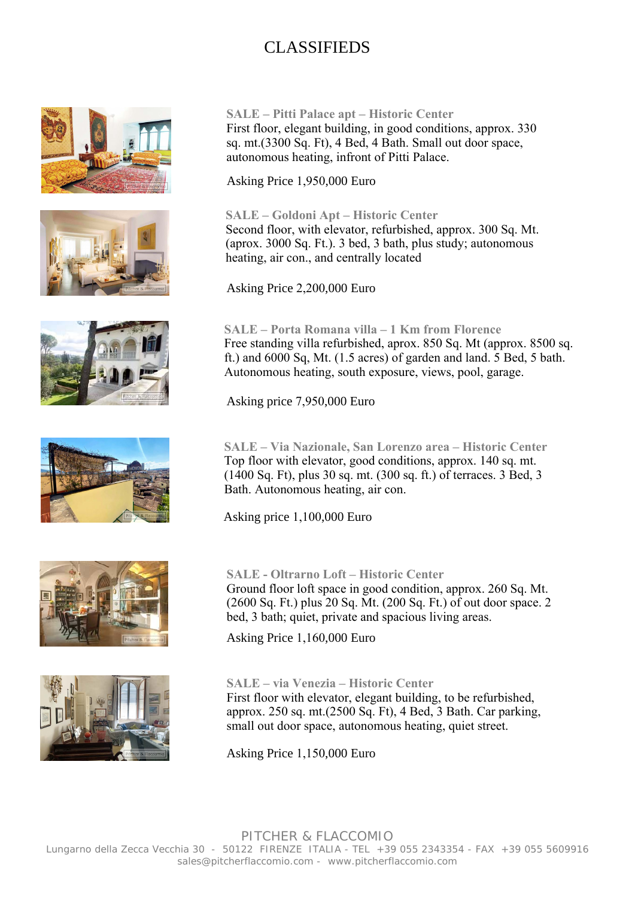# CLASSIFIEDS

**SALE – Pitti Palace apt – Historic Center**
First floor, elegant building, in good conditions, approx. 330 sq. mt.(3300 Sq. Ft), 4 Bed, 4 Bath. Small out door space, autonomous heating, infront of Pitti Palace.

Asking Price 1,950,000 Euro

**SALE – Goldoni Apt – Historic Center**
Second floor, with elevator, refurbished, approx. 300 Sq. Mt. (aprox. 3000 Sq. Ft.). 3 bed, 3 bath, plus study; autonomous heating, air con., and centrally located

Asking Price 2,200,000 Euro

**SALE – Porta Romana villa – 1 Km from Florence**
Free standing villa refurbished, aprox. 850 Sq. Mt (approx. 8500 sq. ft.) and 6000 Sq, Mt. (1.5 acres) of garden and land. 5 Bed, 5 bath. Autonomous heating, south exposure, views, pool, garage.

Asking price 7,950,000 Euro

**SALE – Via Nazionale, San Lorenzo area – Historic Center**
Top floor with elevator, good conditions, approx. 140 sq. mt. (1400 Sq. Ft), plus 30 sq. mt. (300 sq. ft.) of terraces. 3 Bed, 3 Bath. Autonomous heating, air con.

Asking price 1,100,000 Euro

**SALE - Oltrarno Loft – Historic Center**
Ground floor loft space in good condition, approx. 260 Sq. Mt. (2600 Sq. Ft.) plus 20 Sq. Mt. (200 Sq. Ft.) of out door space. 2 bed, 3 bath; quiet, private and spacious living areas.

Asking Price 1,160,000 Euro

**SALE – via Venezia – Historic Center**
First floor with elevator, elegant building, to be refurbished, approx. 250 sq. mt.(2500 Sq. Ft), 4 Bed, 3 Bath. Car parking, small out door space, autonomous heating, quiet street.

Asking Price 1,150,000 Euro

PITCHER & FLACCOMIO
Lungarno della Zecca Vecchia 30 - 50122 FIRENZE ITALIA - TEL +39 055 2343354 - FAX +39 055 5609916
sales@pitcherflaccomio.com - www.pitcherflaccomio.com